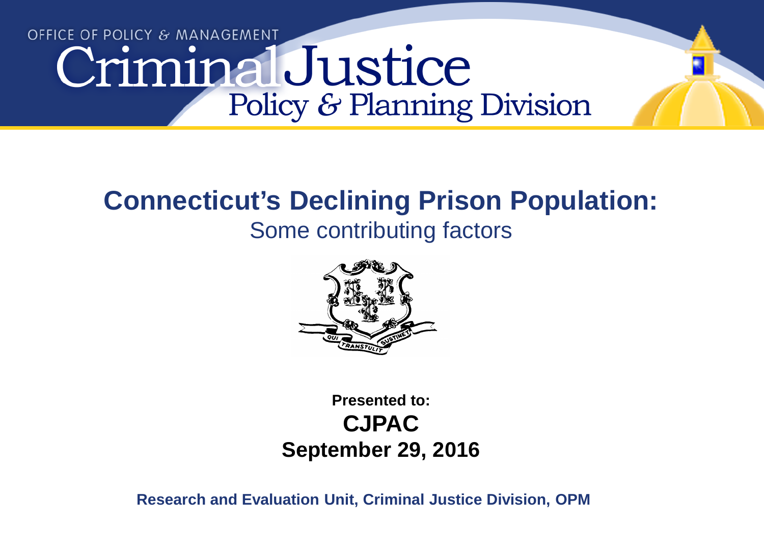OFFICE OF POLICY & MANAGEMENT

Criminal Justice

Policy & Planning Division

# Connecticut's Declining Prison Population:

## Some contributing factors

QUI TRANSTULIT SUSTINET

**Presented to:**

**CJPAC**

**September 29, 2016**

**Research and Evaluation Unit, Criminal Justice Division, OPM**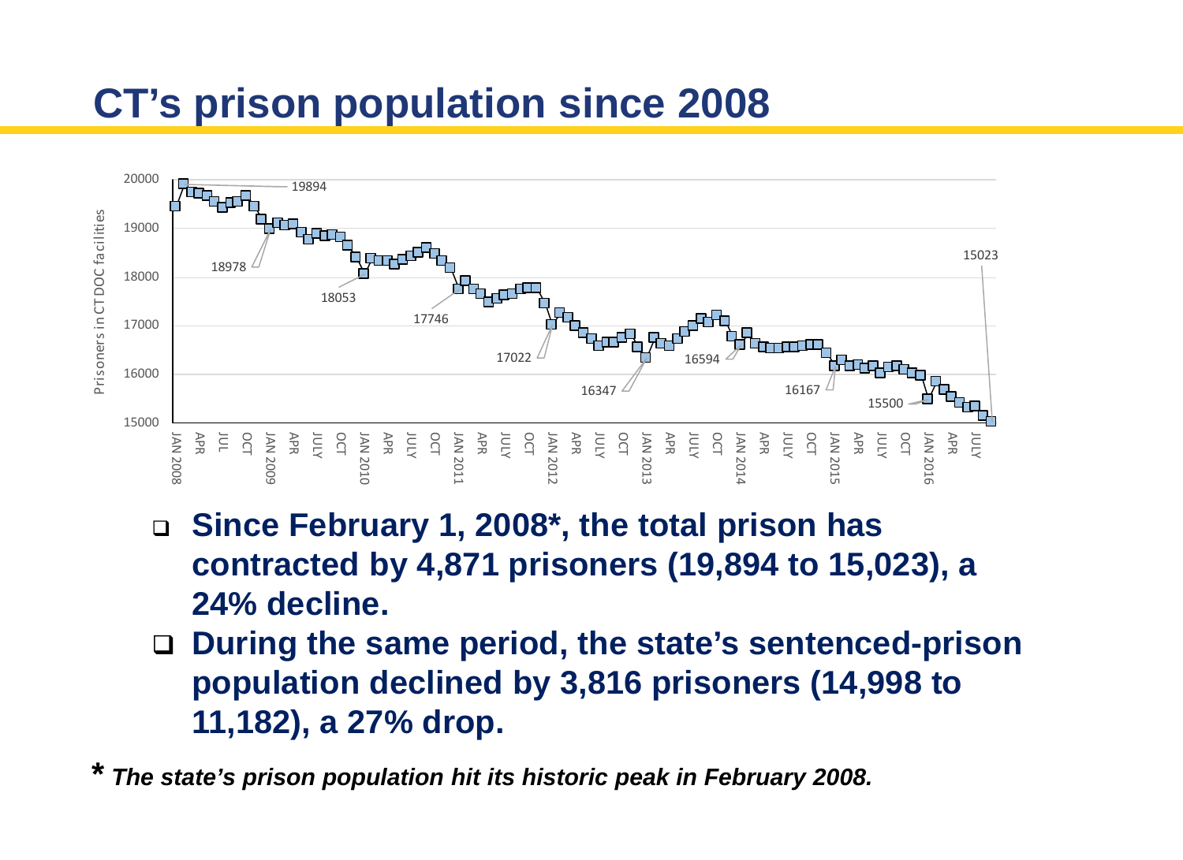# CT's prison population since 2008

- **Since February 1, 2008*, the total prison has contracted by 4,871 prisoners (19,894 to 15,023), a 24% decline.**
- **During the same period, the state's sentenced-prison population declined by 3,816 prisoners (14,998 to 11,182), a 27% drop.**

*** *The state's prison population hit its historic peak in February 2008.***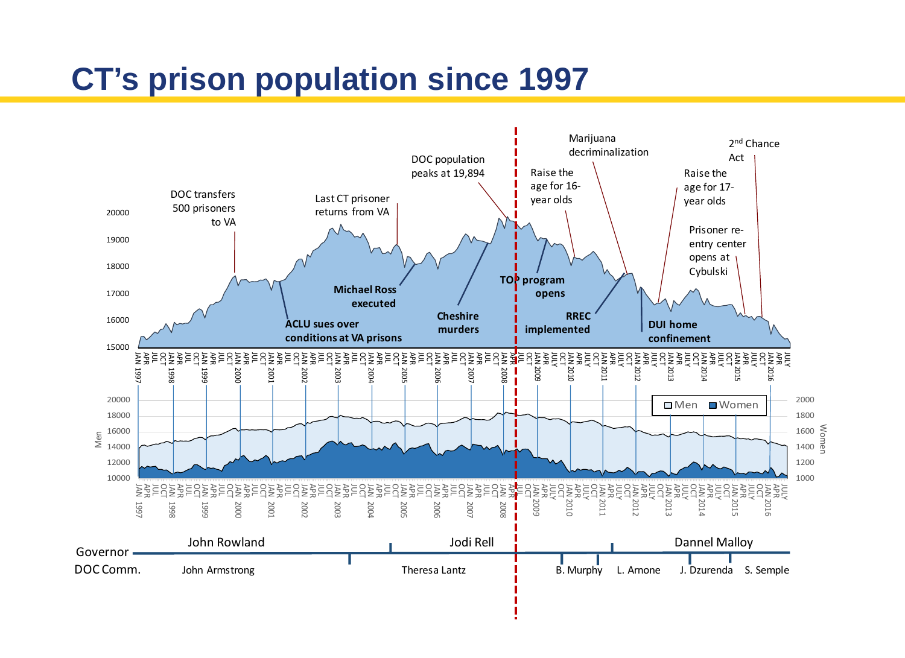# CT's prison population since 1997

DOC transfers 500 prisoners to VA

Last CT prisoner returns from VA

DOC population peaks at 19,894

Raise the age for 16-year olds

Marijuana decriminalization

Raise the age for 17-year olds

2nd Chance Act

Prisoner re-entry center opens at Cybulski

ACLU sues over conditions at VA prisons

Michael Ross executed

Cheshire murders

TOP program opens

RREC implemented

DUI home confinement

Men / Women

| Governor | John Rowland | Jodi Rell | Dannel Malloy |
|---|---|---|---|

| DOC Comm. | John Armstrong | Theresa Lantz | B. Murphy | L. Arnone | J. Dzurenda | S. Semple |
|---|---|---|---|---|---|---|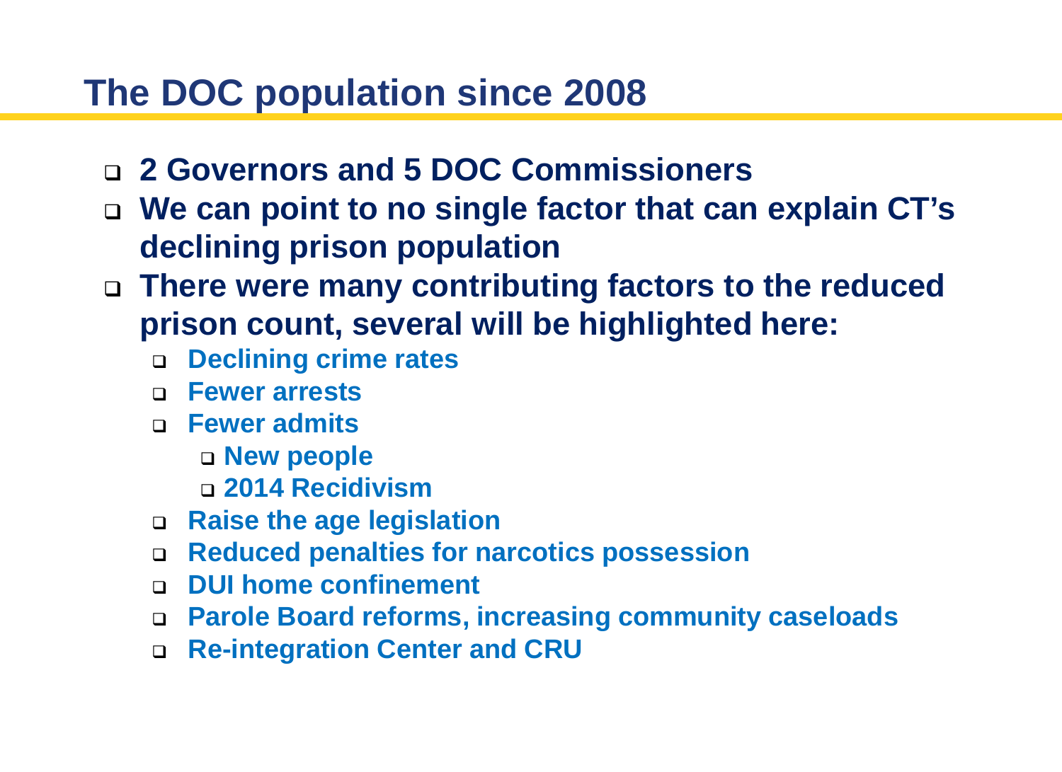# The DOC population since 2008

- **2 Governors and 5 DOC Commissioners**
- **We can point to no single factor that can explain CT's declining prison population**
- **There were many contributing factors to the reduced prison count, several will be highlighted here:**
  - **Declining crime rates**
  - **Fewer arrests**
  - **Fewer admits**
    - **New people**
    - **2014 Recidivism**
  - **Raise the age legislation**
  - **Reduced penalties for narcotics possession**
  - **DUI home confinement**
  - **Parole Board reforms, increasing community caseloads**
  - **Re-integration Center and CRU**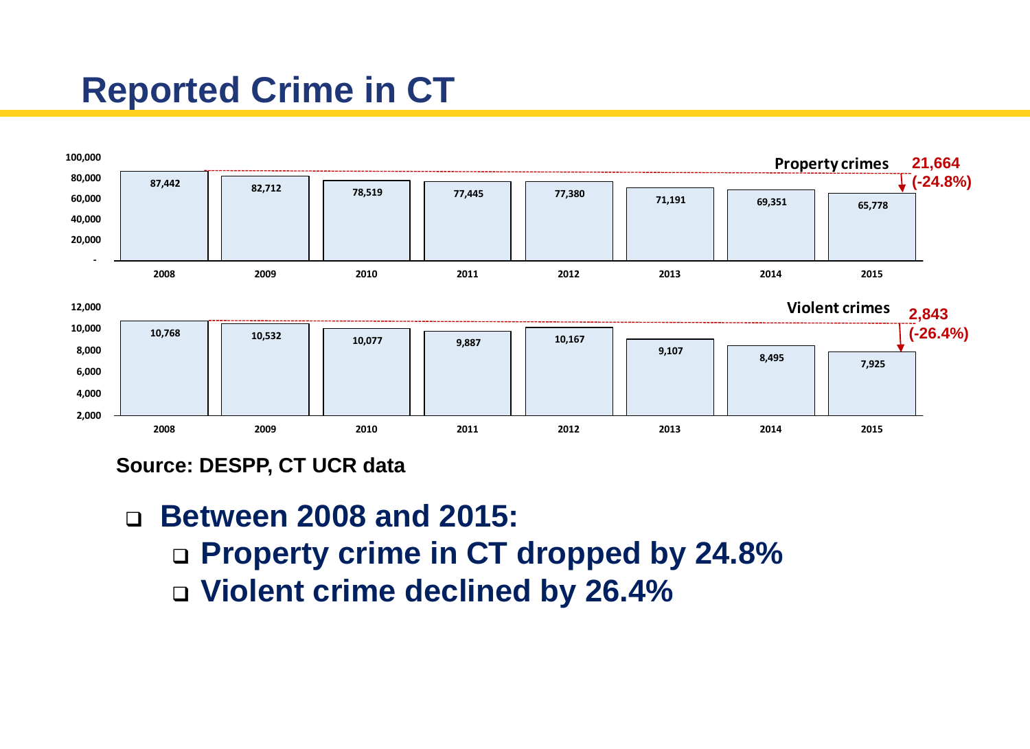# Reported Crime in CT

| | 2008 | 2009 | 2010 | 2011 | 2012 | 2013 | 2014 | 2015 | Change |
|---|---|---|---|---|---|---|---|---|---|
| Property crimes | 87,442 | 82,712 | 78,519 | 77,445 | 77,380 | 71,191 | 69,351 | 65,778 | 21,664 (-24.8%) |
| Violent crimes | 10,768 | 10,532 | 10,077 | 9,887 | 10,167 | 9,107 | 8,495 | 7,925 | 2,843 (-26.4%) |

**Source: DESPP, CT UCR data**

- **Between 2008 and 2015:**
  - **Property crime in CT dropped by 24.8%**
  - **Violent crime declined by 26.4%**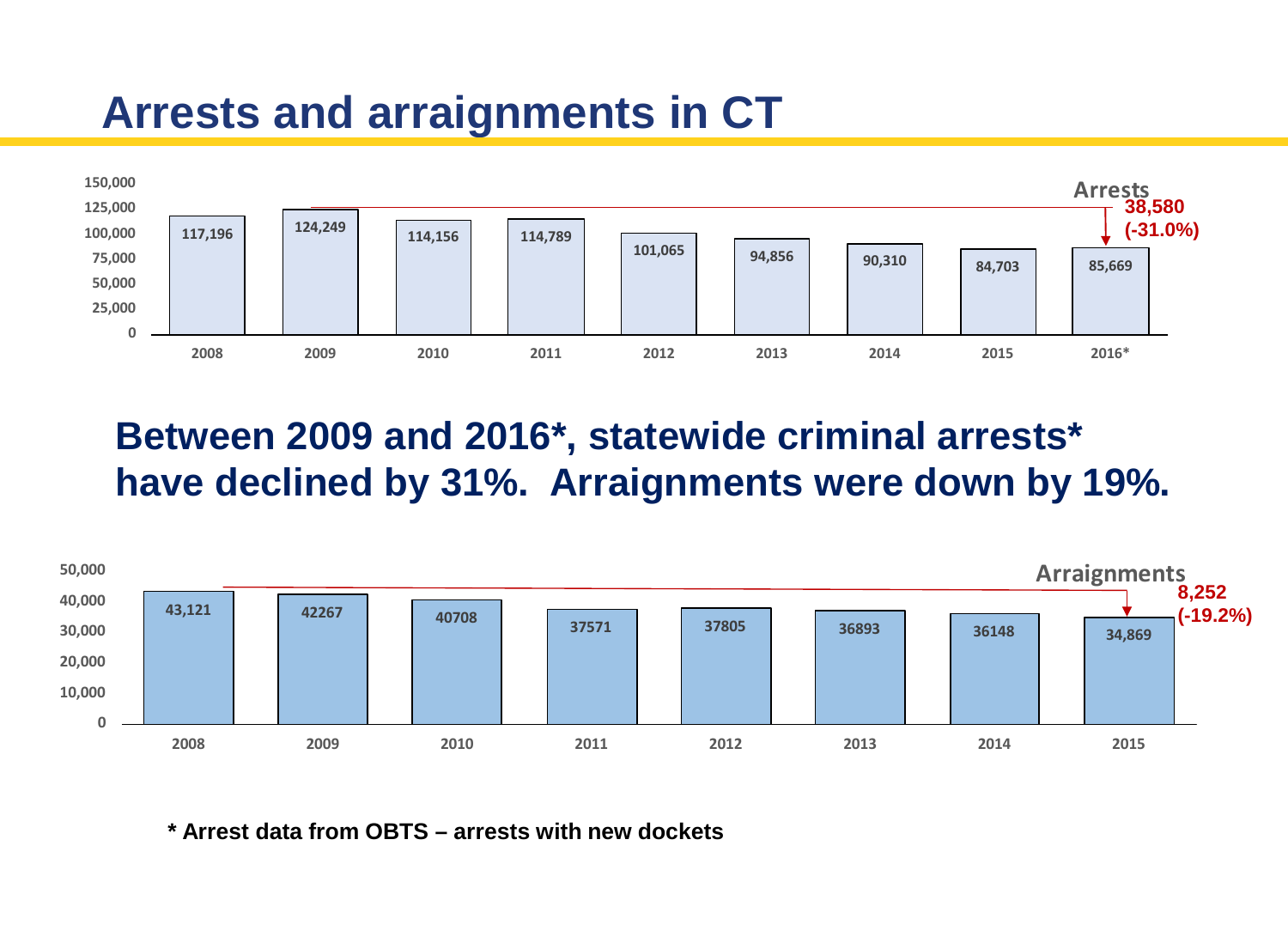# Arrests and arraignments in CT

**Arrests**

| 2008 | 2009 | 2010 | 2011 | 2012 | 2013 | 2014 | 2015 | 2016* |
|---|---|---|---|---|---|---|---|---|
| 117,196 | 124,249 | 114,156 | 114,789 | 101,065 | 94,856 | 90,310 | 84,703 | 85,669 |

38,580 (-31.0%)

## Between 2009 and 2016*, statewide criminal arrests* have declined by 31%. Arraignments were down by 19%.

**Arraignments**

| 2008 | 2009 | 2010 | 2011 | 2012 | 2013 | 2014 | 2015 |
|---|---|---|---|---|---|---|---|
| 43,121 | 42267 | 40708 | 37571 | 37805 | 36893 | 36148 | 34,869 |

8,252 (-19.2%)

**\* Arrest data from OBTS – arrests with new dockets**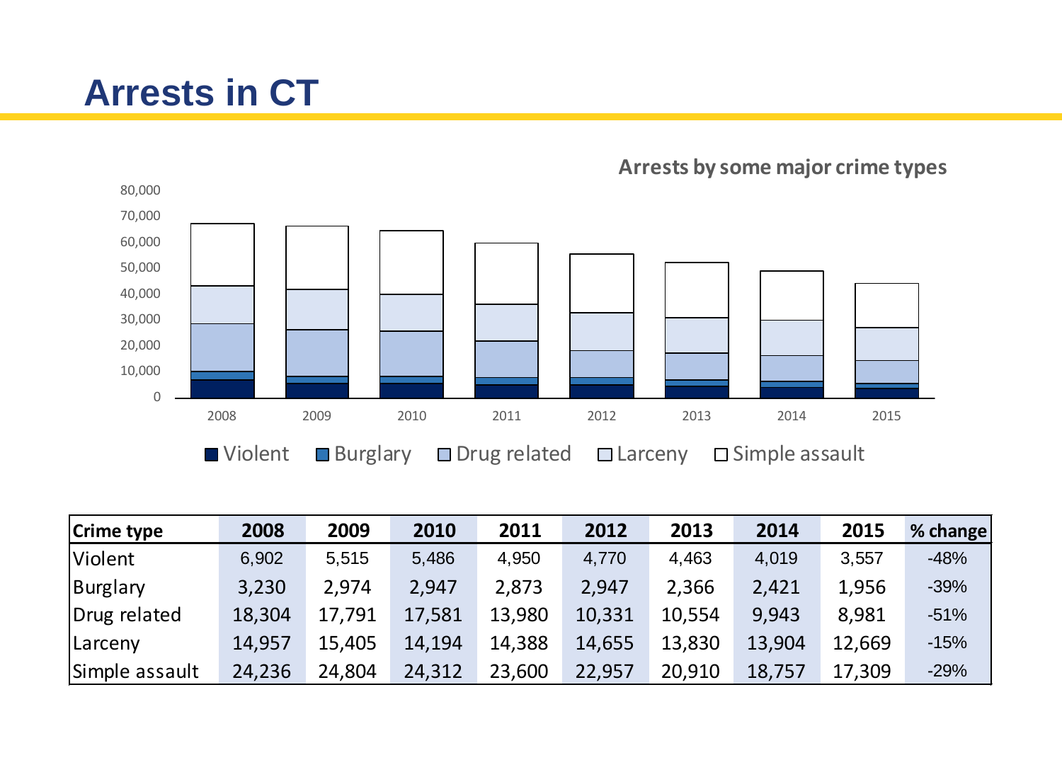# Arrests in CT

**Arrests by some major crime types**

| Crime type | 2008 | 2009 | 2010 | 2011 | 2012 | 2013 | 2014 | 2015 | % change |
|---|---|---|---|---|---|---|---|---|---|
| Violent | 6,902 | 5,515 | 5,486 | 4,950 | 4,770 | 4,463 | 4,019 | 3,557 | -48% |
| Burglary | 3,230 | 2,974 | 2,947 | 2,873 | 2,947 | 2,366 | 2,421 | 1,956 | -39% |
| Drug related | 18,304 | 17,791 | 17,581 | 13,980 | 10,331 | 10,554 | 9,943 | 8,981 | -51% |
| Larceny | 14,957 | 15,405 | 14,194 | 14,388 | 14,655 | 13,830 | 13,904 | 12,669 | -15% |
| Simple assault | 24,236 | 24,804 | 24,312 | 23,600 | 22,957 | 20,910 | 18,757 | 17,309 | -29% |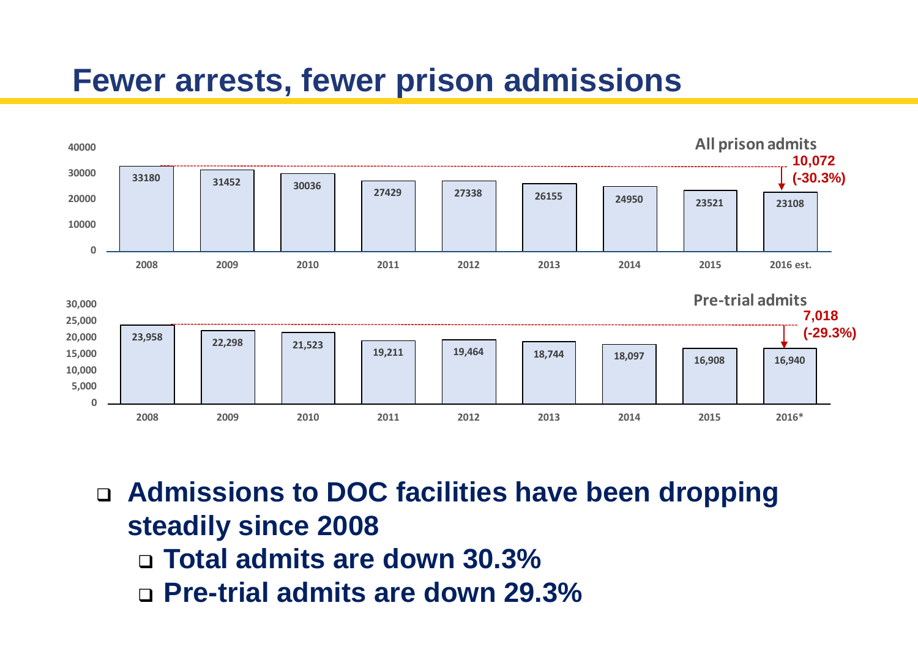# Fewer arrests, fewer prison admissions

**All prison admits**

| 2008 | 2009 | 2010 | 2011 | 2012 | 2013 | 2014 | 2015 | 2016 est. |
|---|---|---|---|---|---|---|---|---|
| 33180 | 31452 | 30036 | 27429 | 27338 | 26155 | 24950 | 23521 | 23108 |

10,072 (-30.3%)

**Pre-trial admits**

| 2008 | 2009 | 2010 | 2011 | 2012 | 2013 | 2014 | 2015 | 2016* |
|---|---|---|---|---|---|---|---|---|
| 23,958 | 22,298 | 21,523 | 19,211 | 19,464 | 18,744 | 18,097 | 16,908 | 16,940 |

7,018 (-29.3%)

- **Admissions to DOC facilities have been dropping steadily since 2008**
  - **Total admits are down 30.3%**
  - **Pre-trial admits are down 29.3%**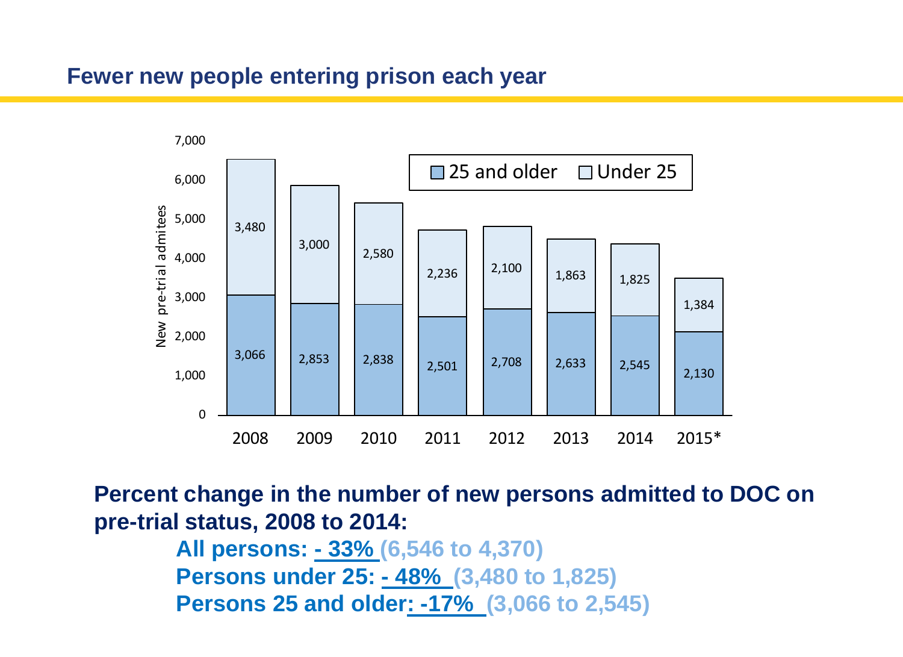## Fewer new people entering prison each year

| Year | 25 and older | Under 25 |
|---|---|---|
| 2008 | 3,066 | 3,480 |
| 2009 | 2,853 | 3,000 |
| 2010 | 2,838 | 2,580 |
| 2011 | 2,501 | 2,236 |
| 2012 | 2,708 | 2,100 |
| 2013 | 2,633 | 1,863 |
| 2014 | 2,545 | 1,825 |
| 2015* | 2,130 | 1,384 |

New pre-trial admitees

**Percent change in the number of new persons admitted to DOC on pre-trial status, 2008 to 2014:**

- **All persons: - 33% (6,546 to 4,370)**
- **Persons under 25: - 48% (3,480 to 1,825)**
- **Persons 25 and older: -17% (3,066 to 2,545)**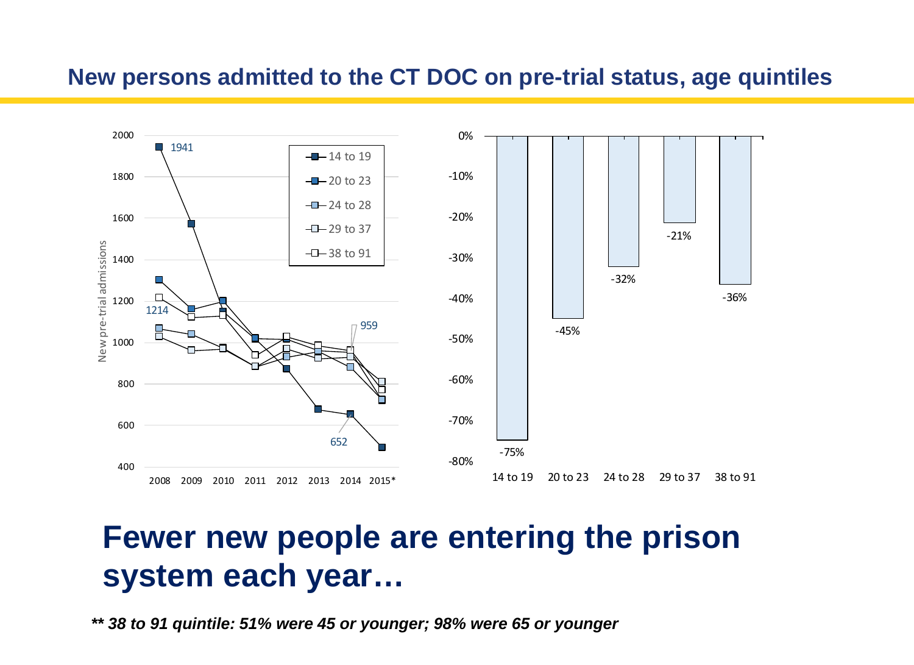## New persons admitted to the CT DOC on pre-trial status, age quintiles

# Fewer new people are entering the prison system each year…

***\*\* 38 to 91 quintile: 51% were 45 or younger; 98% were 65 or younger***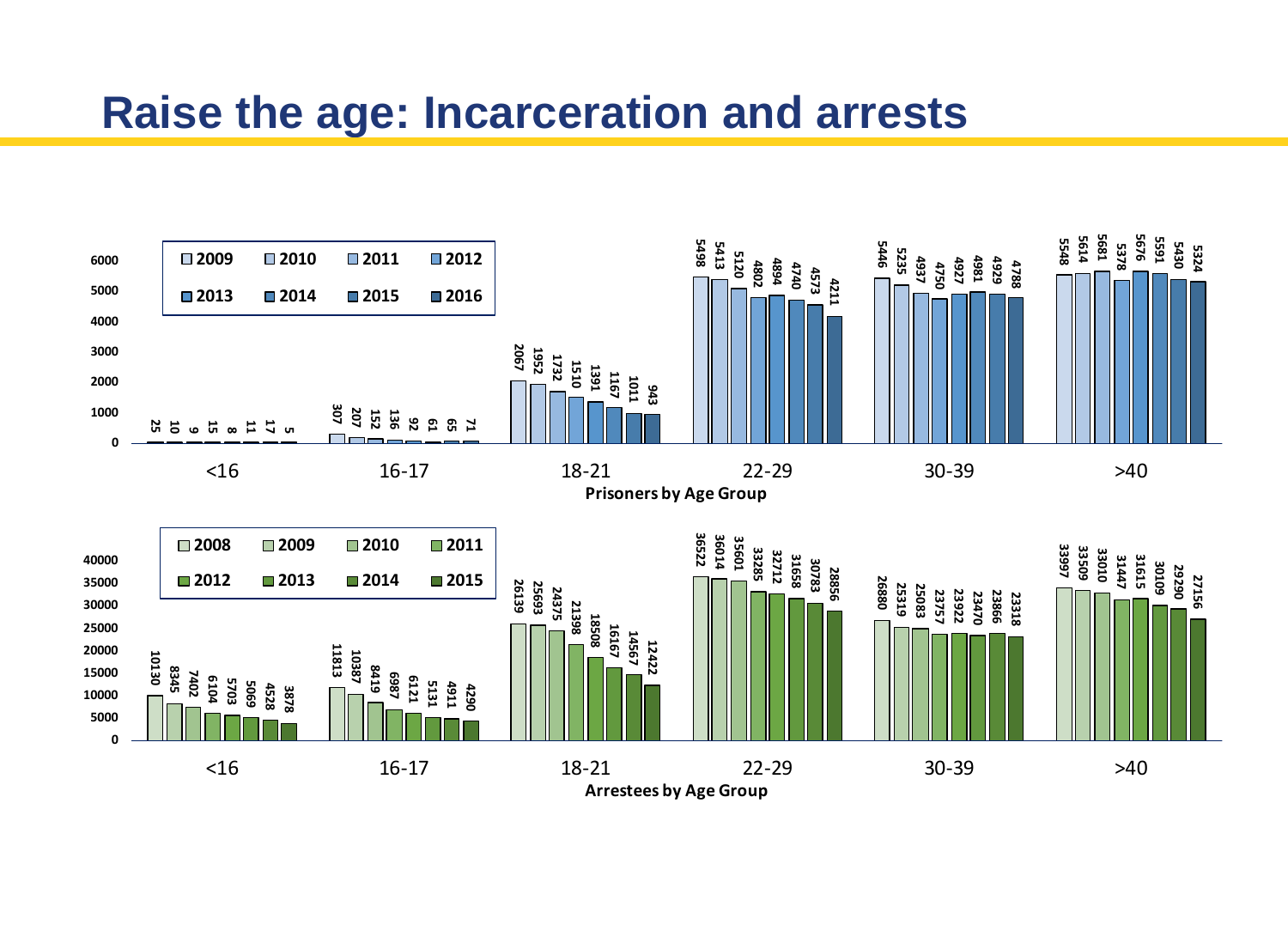# Raise the age: Incarceration and arrests

**Prisoners by Age Group**

| Age Group | 2009 | 2010 | 2011 | 2012 | 2013 | 2014 | 2015 | 2016 |
|---|---|---|---|---|---|---|---|---|
| <16 | 25 | 10 | 9 | 15 | 8 | 11 | 17 | 5 |
| 16-17 | 307 | 207 | 152 | 136 | 92 | 61 | 65 | 71 |
| 18-21 | 2067 | 1952 | 1732 | 1510 | 1391 | 1167 | 1011 | 943 |
| 22-29 | 5498 | 5413 | 5120 | 4802 | 4894 | 4740 | 4573 | 4211 |
| 30-39 | 5446 | 5235 | 4937 | 4750 | 4927 | 4981 | 4929 | 4788 |
| >40 | 5548 | 5614 | 5681 | 5378 | 5676 | 5591 | 5430 | 5324 |

**Arrestees by Age Group**

| Age Group | 2008 | 2009 | 2010 | 2011 | 2012 | 2013 | 2014 | 2015 |
|---|---|---|---|---|---|---|---|---|
| <16 | 10130 | 8345 | 7402 | 6104 | 5703 | 5069 | 4528 | 3878 |
| 16-17 | 11813 | 10387 | 8419 | 6987 | 6121 | 5131 | 4911 | 4290 |
| 18-21 | 26139 | 25693 | 24375 | 21398 | 18508 | 16167 | 14567 | 12422 |
| 22-29 | 36522 | 36014 | 35601 | 33285 | 32712 | 31658 | 30783 | 28856 |
| 30-39 | 26880 | 25319 | 25083 | 23757 | 23922 | 23470 | 23866 | 23318 |
| >40 | 33997 | 33509 | 33010 | 31447 | 31615 | 30109 | 29290 | 27156 |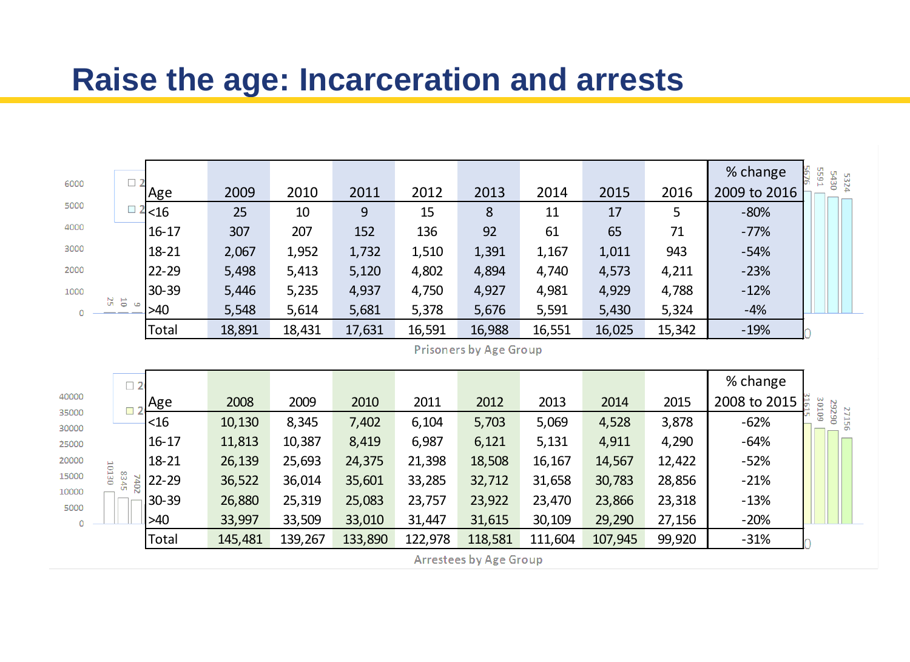# Raise the age: Incarceration and arrests

| Age | 2009 | 2010 | 2011 | 2012 | 2013 | 2014 | 2015 | 2016 | % change 2009 to 2016 |
|---|---|---|---|---|---|---|---|---|---|
| <16 | 25 | 10 | 9 | 15 | 8 | 11 | 17 | 5 | -80% |
| 16-17 | 307 | 207 | 152 | 136 | 92 | 61 | 65 | 71 | -77% |
| 18-21 | 2,067 | 1,952 | 1,732 | 1,510 | 1,391 | 1,167 | 1,011 | 943 | -54% |
| 22-29 | 5,498 | 5,413 | 5,120 | 4,802 | 4,894 | 4,740 | 4,573 | 4,211 | -23% |
| 30-39 | 5,446 | 5,235 | 4,937 | 4,750 | 4,927 | 4,981 | 4,929 | 4,788 | -12% |
| >40 | 5,548 | 5,614 | 5,681 | 5,378 | 5,676 | 5,591 | 5,430 | 5,324 | -4% |
| Total | 18,891 | 18,431 | 17,631 | 16,591 | 16,988 | 16,551 | 16,025 | 15,342 | -19% |

Prisoners by Age Group

| Age | 2008 | 2009 | 2010 | 2011 | 2012 | 2013 | 2014 | 2015 | % change 2008 to 2015 |
|---|---|---|---|---|---|---|---|---|---|
| <16 | 10,130 | 8,345 | 7,402 | 6,104 | 5,703 | 5,069 | 4,528 | 3,878 | -62% |
| 16-17 | 11,813 | 10,387 | 8,419 | 6,987 | 6,121 | 5,131 | 4,911 | 4,290 | -64% |
| 18-21 | 26,139 | 25,693 | 24,375 | 21,398 | 18,508 | 16,167 | 14,567 | 12,422 | -52% |
| 22-29 | 36,522 | 36,014 | 35,601 | 33,285 | 32,712 | 31,658 | 30,783 | 28,856 | -21% |
| 30-39 | 26,880 | 25,319 | 25,083 | 23,757 | 23,922 | 23,470 | 23,866 | 23,318 | -13% |
| >40 | 33,997 | 33,509 | 33,010 | 31,447 | 31,615 | 30,109 | 29,290 | 27,156 | -20% |
| Total | 145,481 | 139,267 | 133,890 | 122,978 | 118,581 | 111,604 | 107,945 | 99,920 | -31% |

Arrestees by Age Group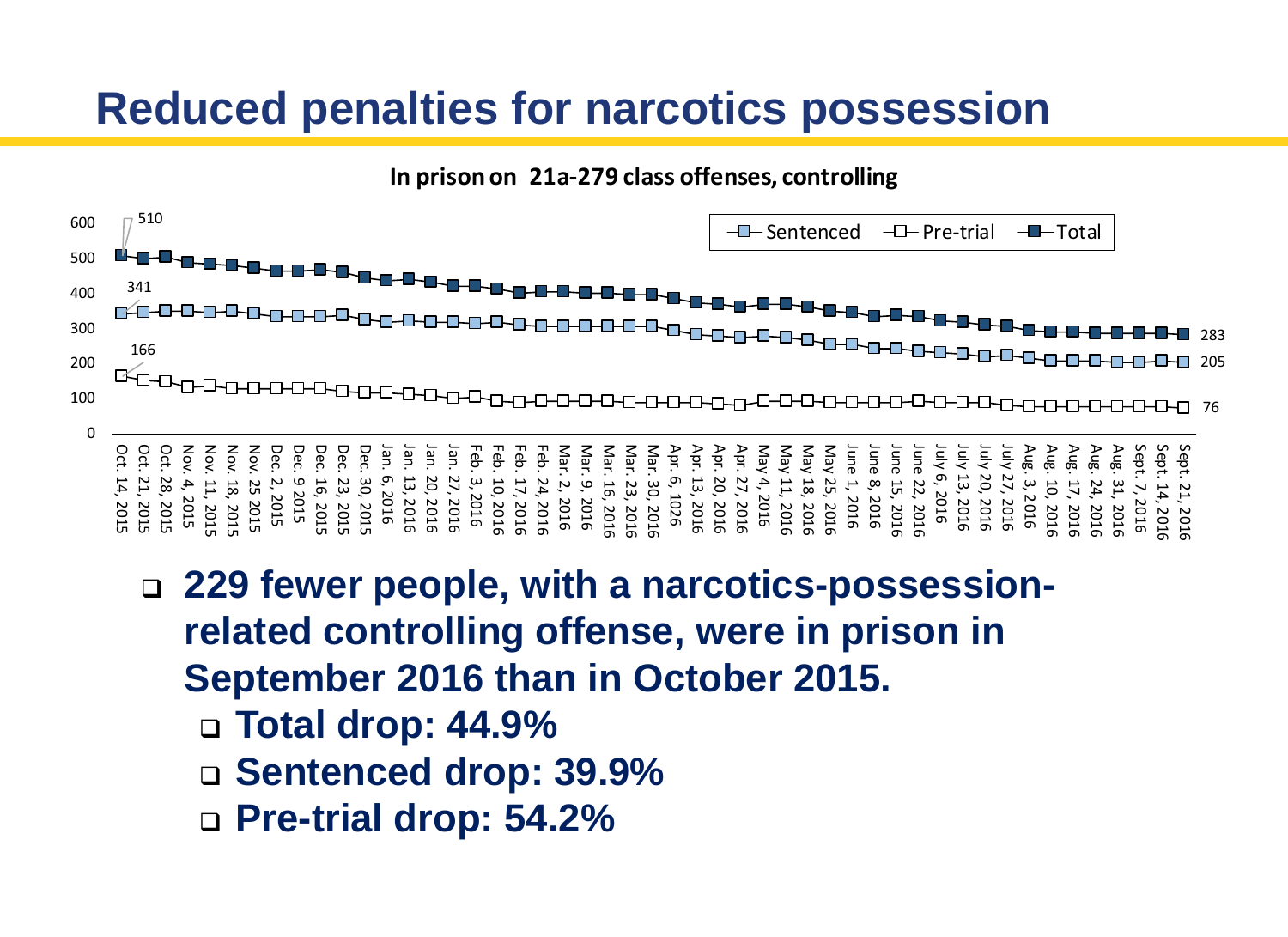# Reduced penalties for narcotics possession

**In prison on 21a-279 class offenses, controlling**

- Legend: Sentenced, Pre-trial, Total
- Total: 510 (Oct. 14, 2015) → 283 (Sept. 21, 2016)
- Sentenced: 341 (Oct. 14, 2015) → 205 (Sept. 21, 2016)
- Pre-trial: 166 (Oct. 14, 2015) → 76 (Sept. 21, 2016)

- **229 fewer people, with a narcotics-possession-related controlling offense, were in prison in September 2016 than in October 2015.**
  - **Total drop: 44.9%**
  - **Sentenced drop: 39.9%**
  - **Pre-trial drop: 54.2%**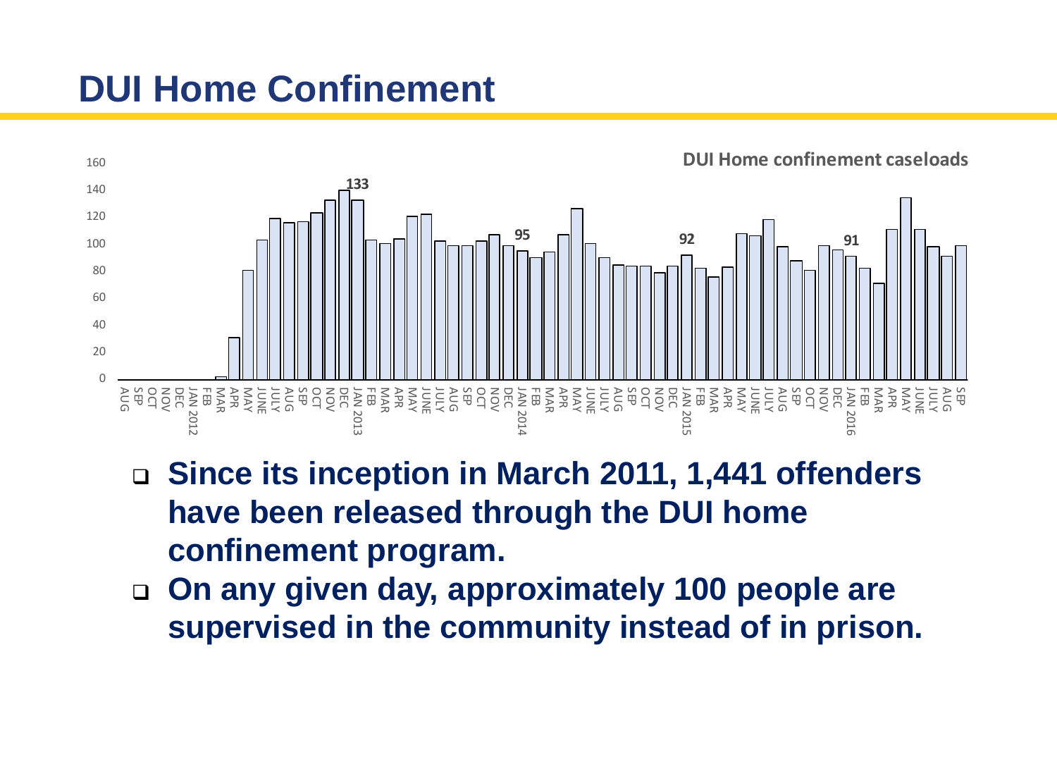# DUI Home Confinement

- Since its inception in March 2011, 1,441 offenders have been released through the DUI home confinement program.
- On any given day, approximately 100 people are supervised in the community instead of in prison.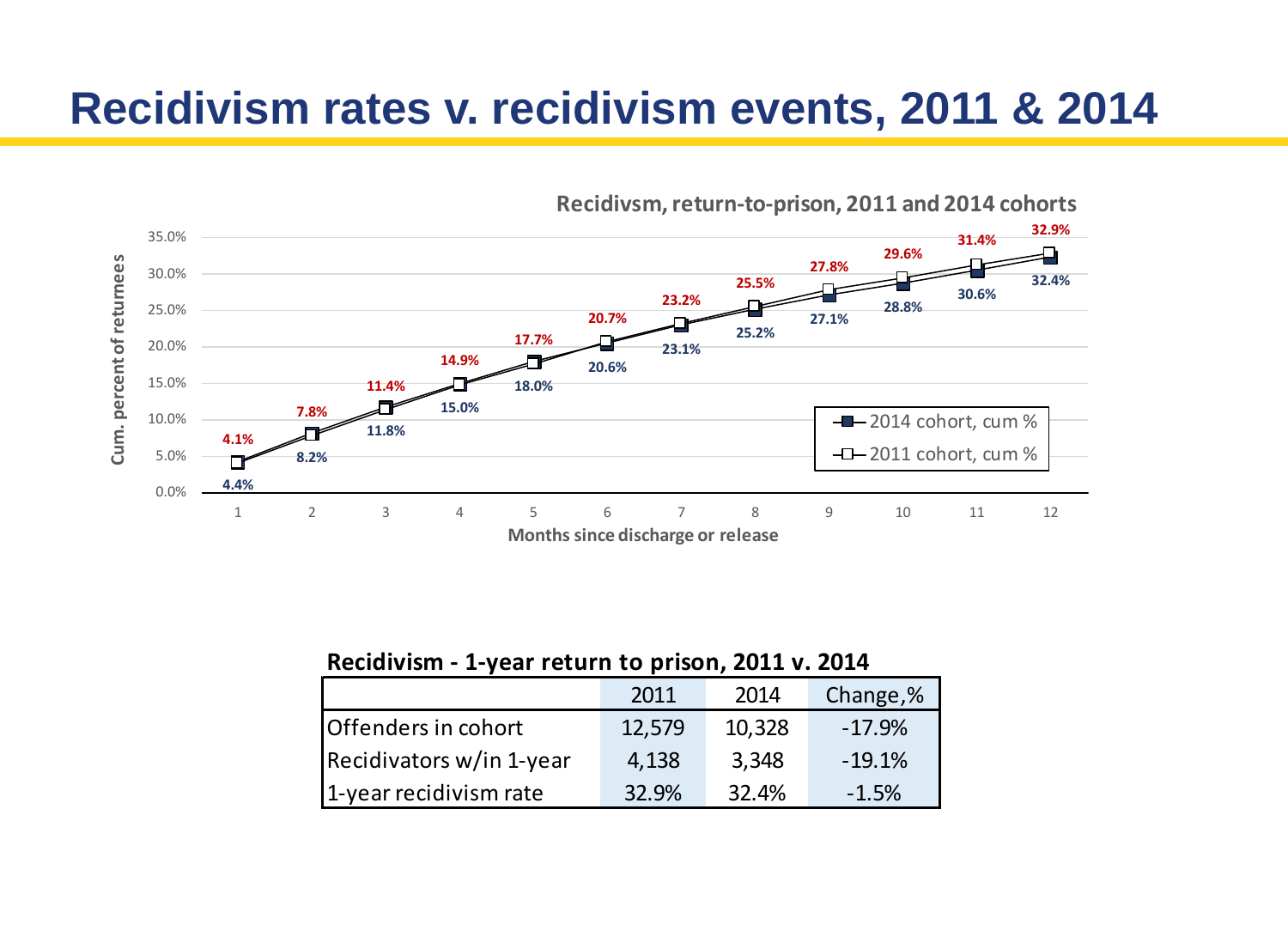# Recidivism rates v. recidivism events, 2011 & 2014

**Recidivsm, return-to-prison, 2011 and 2014 cohorts**

| Months since discharge or release | 1 | 2 | 3 | 4 | 5 | 6 | 7 | 8 | 9 | 10 | 11 | 12 |
|---|---|---|---|---|---|---|---|---|---|---|---|---|
| 2014 cohort, cum % | 4.4% | 8.2% | 11.8% | 15.0% | 18.0% | 20.6% | 23.1% | 25.2% | 27.1% | 28.8% | 30.6% | 32.4% |
| 2011 cohort, cum % | 4.1% | 7.8% | 11.4% | 14.9% | 17.7% | 20.7% | 23.2% | 25.5% | 27.8% | 29.6% | 31.4% | 32.9% |

**Recidivism - 1-year return to prison, 2011 v. 2014**

| | 2011 | 2014 | Change,% |
|---|---|---|---|
| Offenders in cohort | 12,579 | 10,328 | -17.9% |
| Recidivators w/in 1-year | 4,138 | 3,348 | -19.1% |
| 1-year recidivism rate | 32.9% | 32.4% | -1.5% |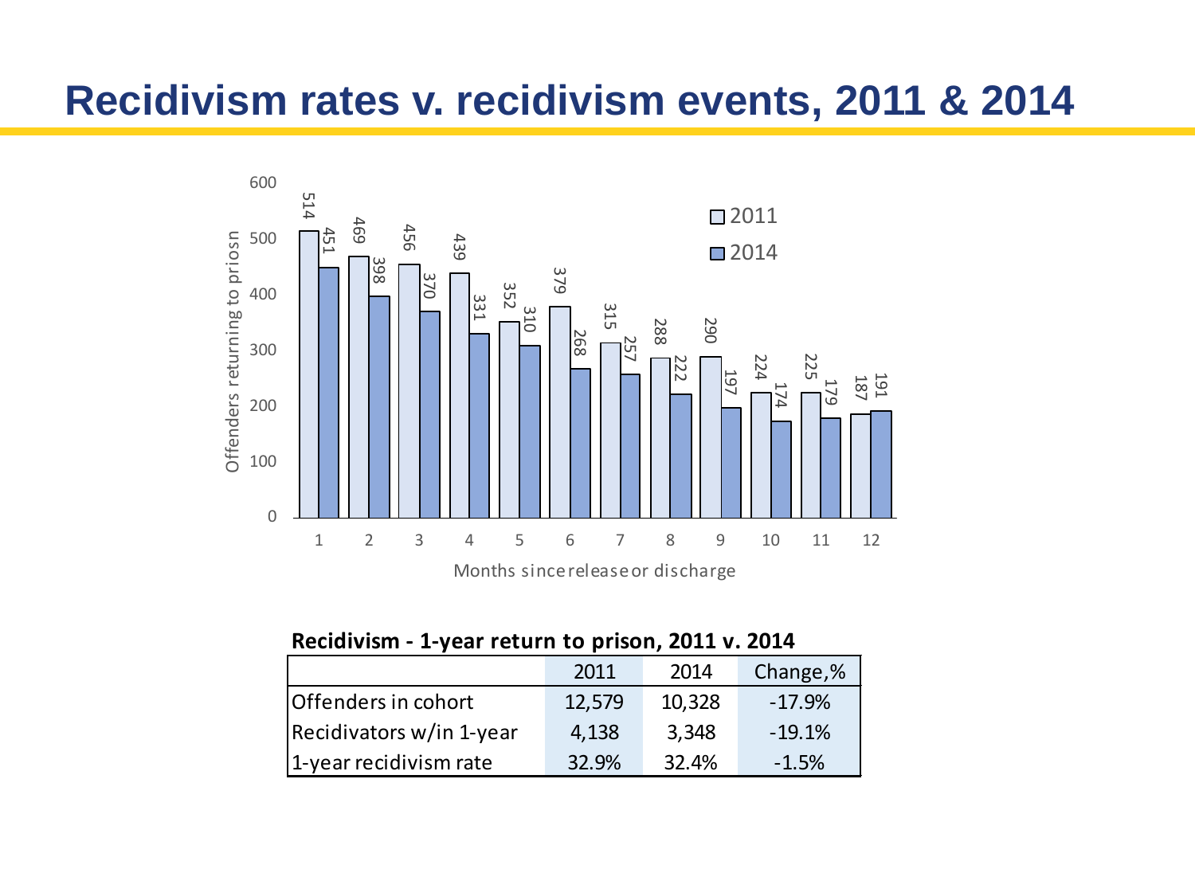# Recidivism rates v. recidivism events, 2011 & 2014

| Months since release or discharge | 2011 | 2014 |
|---|---|---|
| 1 | 514 | 451 |
| 2 | 469 | 398 |
| 3 | 456 | 370 |
| 4 | 439 | 331 |
| 5 | 352 | 310 |
| 6 | 379 | 268 |
| 7 | 315 | 257 |
| 8 | 288 | 222 |
| 9 | 290 | 197 |
| 10 | 224 | 174 |
| 11 | 225 | 179 |
| 12 | 187 | 191 |

Offenders returning to priosn

Months since release or discharge

**Recidivism - 1-year return to prison, 2011 v. 2014**

| | 2011 | 2014 | Change,% |
|---|---|---|---|
| Offenders in cohort | 12,579 | 10,328 | -17.9% |
| Recidivators w/in 1-year | 4,138 | 3,348 | -19.1% |
| 1-year recidivism rate | 32.9% | 32.4% | -1.5% |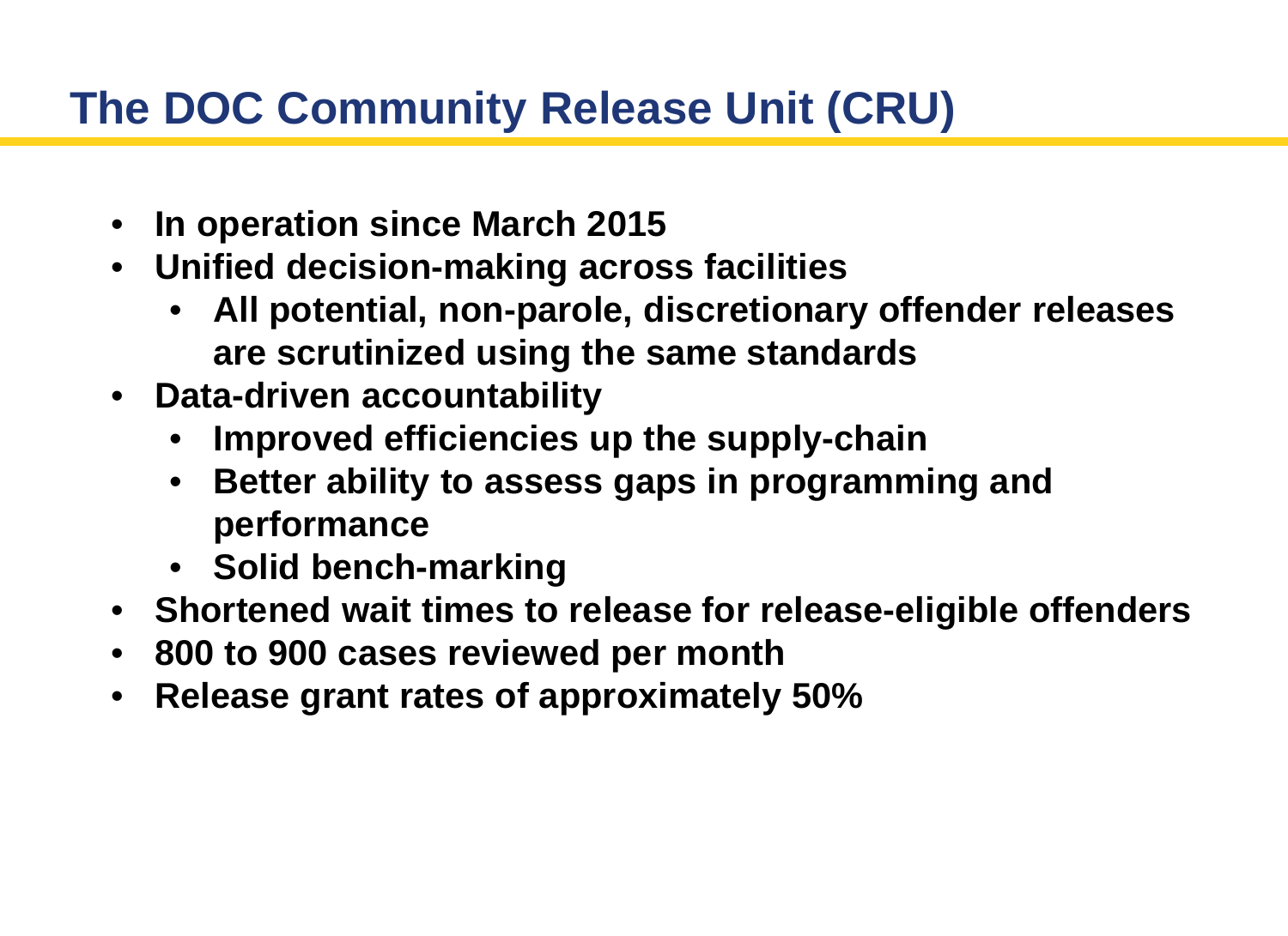# The DOC Community Release Unit (CRU)

- **In operation since March 2015**
- **Unified decision-making across facilities**
  - **All potential, non-parole, discretionary offender releases are scrutinized using the same standards**
- **Data-driven accountability**
  - **Improved efficiencies up the supply-chain**
  - **Better ability to assess gaps in programming and performance**
  - **Solid bench-marking**
- **Shortened wait times to release for release-eligible offenders**
- **800 to 900 cases reviewed per month**
- **Release grant rates of approximately 50%**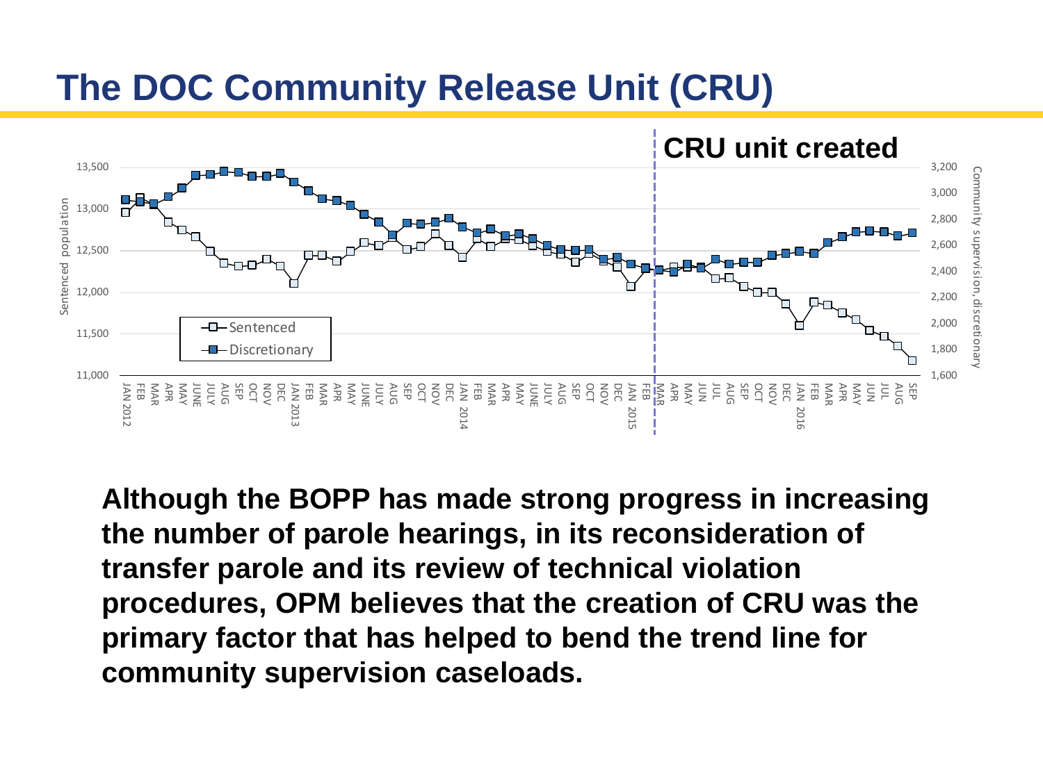# The DOC Community Release Unit (CRU)

**Although the BOPP has made strong progress in increasing the number of parole hearings, in its reconsideration of transfer parole and its review of technical violation procedures, OPM believes that the creation of CRU was the primary factor that has helped to bend the trend line for community supervision caseloads.**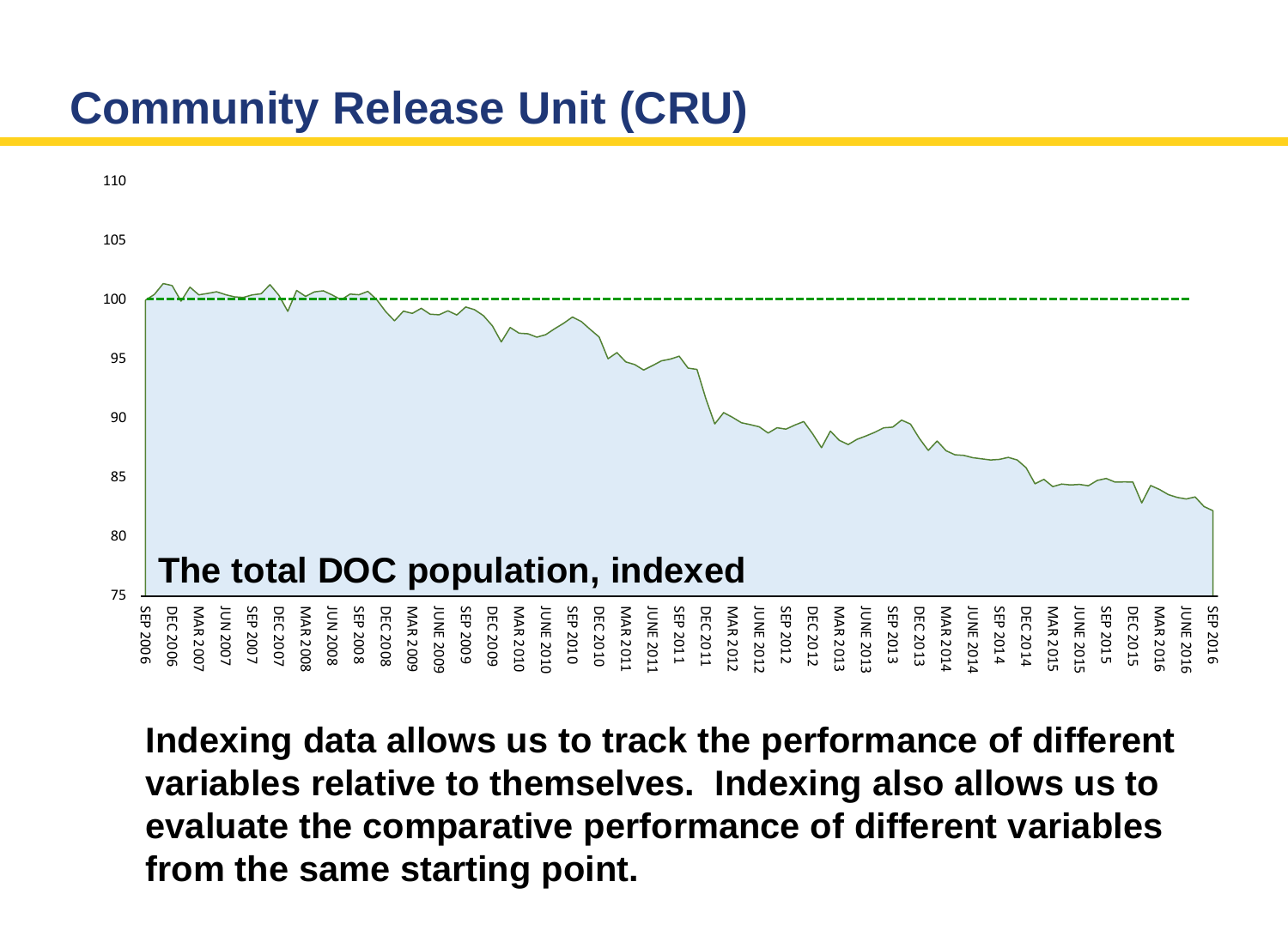# Community Release Unit (CRU)

The total DOC population, indexed

**Indexing data allows us to track the performance of different variables relative to themselves. Indexing also allows us to evaluate the comparative performance of different variables from the same starting point.**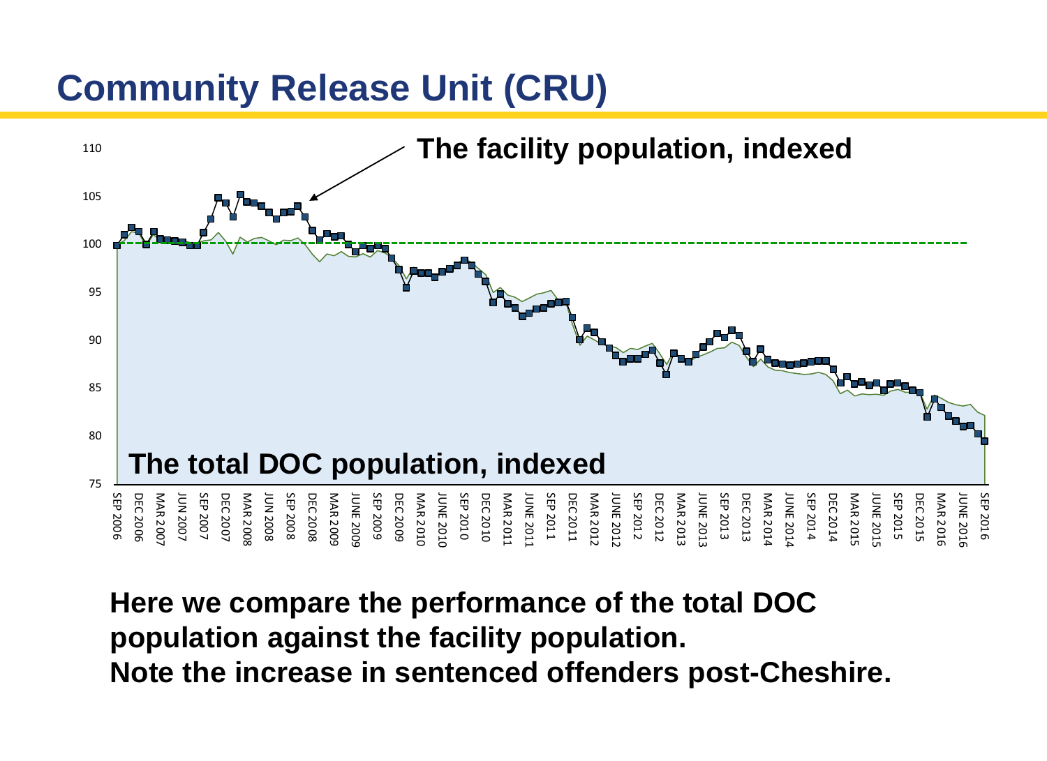# Community Release Unit (CRU)

The facility population, indexed

The total DOC population, indexed

**Here we compare the performance of the total DOC population against the facility population.**
**Note the increase in sentenced offenders post-Cheshire.**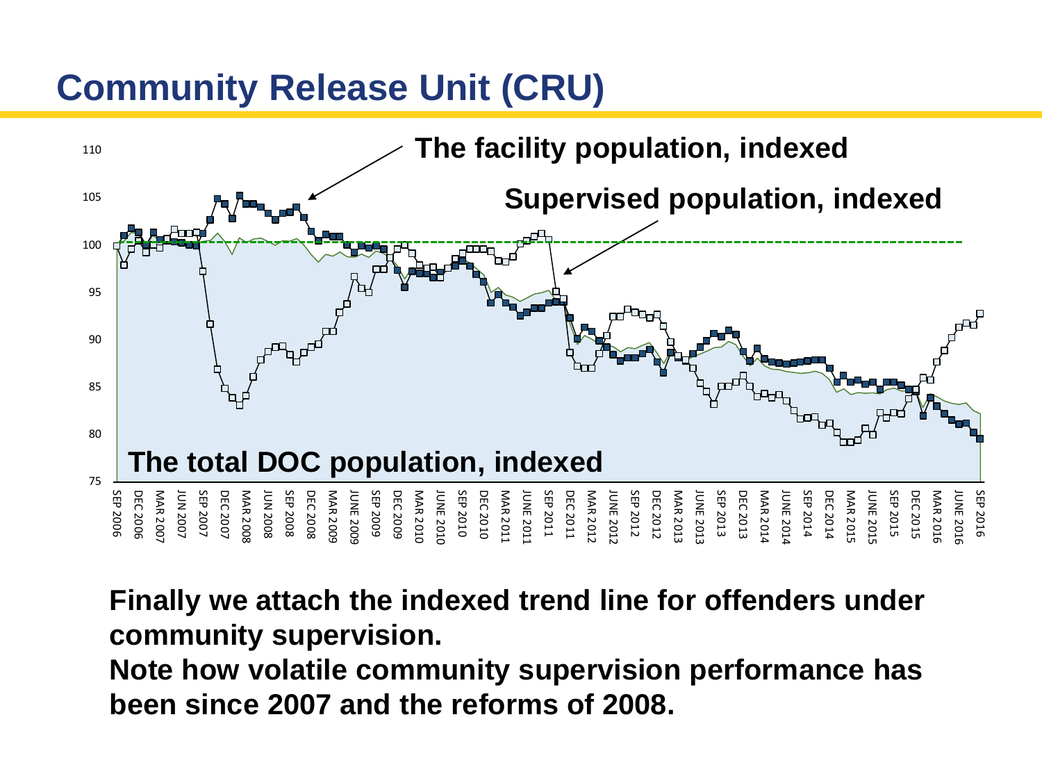## Community Release Unit (CRU)

The facility population, indexed

Supervised population, indexed

The total DOC population, indexed

**Finally we attach the indexed trend line for offenders under community supervision.**
**Note how volatile community supervision performance has been since 2007 and the reforms of 2008.**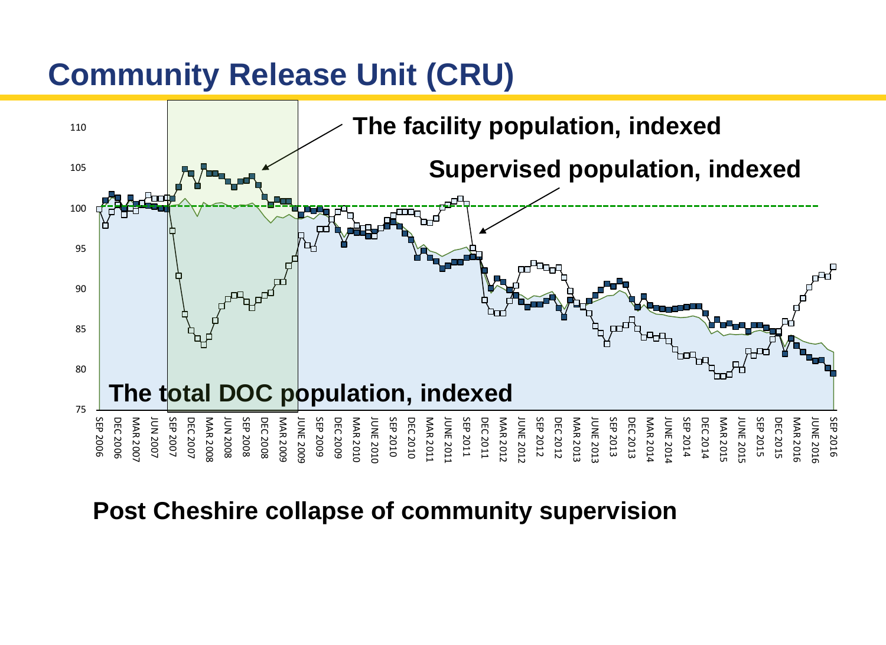# Community Release Unit (CRU)

The facility population, indexed

Supervised population, indexed

The total DOC population, indexed

**Post Cheshire collapse of community supervision**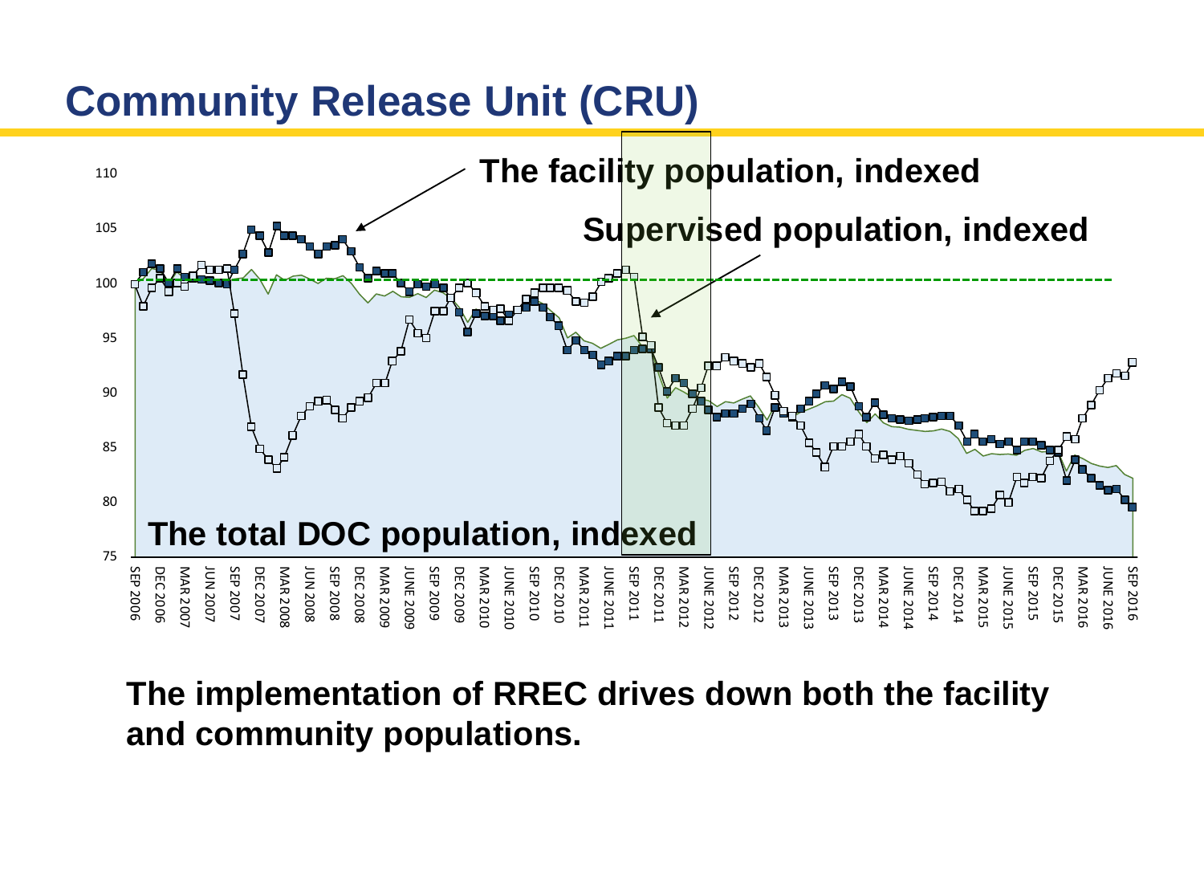## Community Release Unit (CRU)

The facility population, indexed

Supervised population, indexed

The total DOC population, indexed

110
105
100
95
90
85
80
75

SEP 2006, DEC 2006, MAR 2007, JUN 2007, SEP 2007, DEC 2007, MAR 2008, JUN 2008, SEP 2008, DEC 2008, MAR 2009, JUNE 2009, SEP 2009, DEC 2009, MAR 2010, JUNE 2010, SEP 2010, DEC 2010, MAR 2011, JUNE 2011, SEP 2011, DEC 2011, MAR 2012, JUNE 2012, SEP 2012, DEC 2012, MAR 2013, JUNE 2013, SEP 2013, DEC 2013, MAR 2014, JUNE 2014, SEP 2014, DEC 2014, MAR 2015, JUNE 2015, SEP 2015, DEC 2015, MAR 2016, JUNE 2016, SEP 2016

**The implementation of RREC drives down both the facility and community populations.**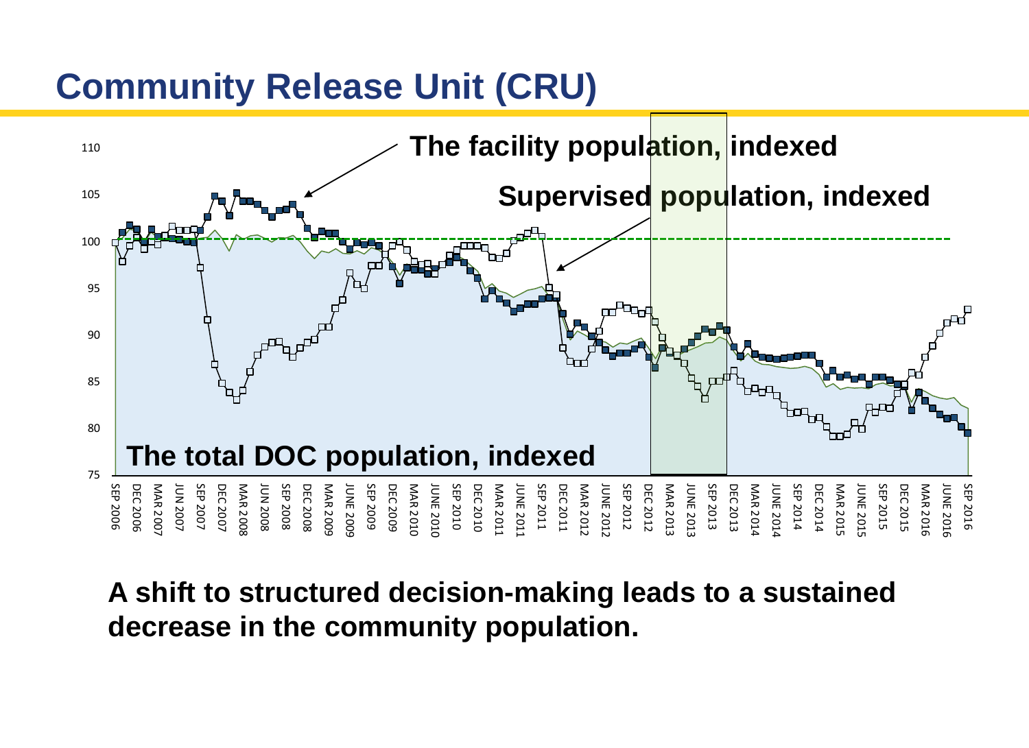# Community Release Unit (CRU)

The facility population, indexed

Supervised population, indexed

The total DOC population, indexed

**A shift to structured decision-making leads to a sustained decrease in the community population.**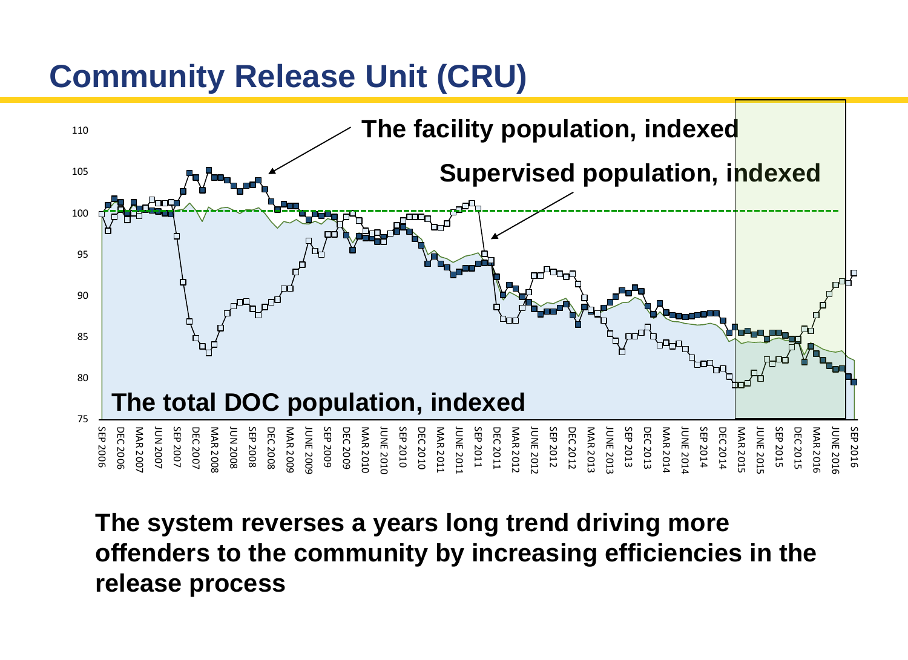# Community Release Unit (CRU)

110

105

100

95

90

85

80

75

The facility population, indexed

Supervised population, indexed

The total DOC population, indexed

SEP 2006, DEC 2006, MAR 2007, JUN 2007, SEP 2007, DEC 2007, MAR 2008, JUN 2008, SEP 2008, DEC 2008, MAR 2009, JUNE 2009, SEP 2009, DEC 2009, MAR 2010, JUNE 2010, SEP 2010, DEC 2010, MAR 2011, JUNE 2011, SEP 2011, DEC 2011, MAR 2012, JUNE 2012, SEP 2012, DEC 2012, MAR 2013, JUNE 2013, SEP 2013, DEC 2013, MAR 2014, JUNE 2014, SEP 2014, DEC 2014, MAR 2015, JUNE 2015, SEP 2015, DEC 2015, MAR 2016, JUNE 2016, SEP 2016

**The system reverses a years long trend driving more offenders to the community by increasing efficiencies in the release process**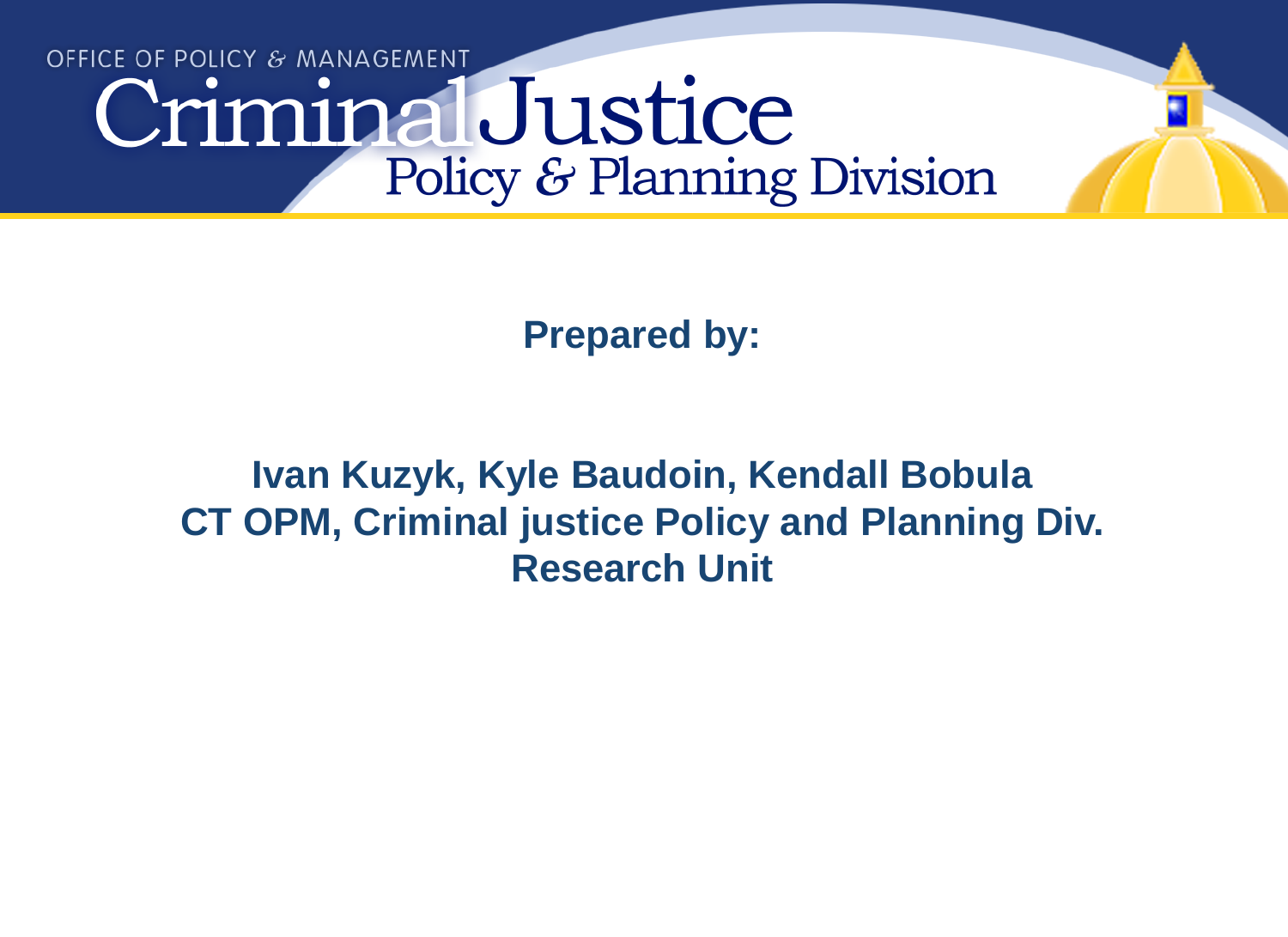OFFICE OF POLICY & MANAGEMENT

Criminal Justice

Policy & Planning Division

**Prepared by:**

**Ivan Kuzyk, Kyle Baudoin, Kendall Bobula**
**CT OPM, Criminal justice Policy and Planning Div.**
**Research Unit**